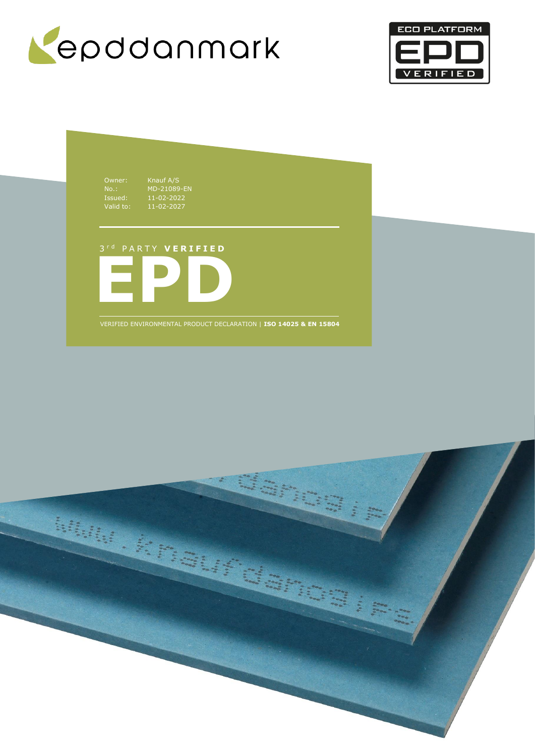epddanmark

ECO PLATFORM EPD VERIFIED

Owner: Knauf A/S
No.: MD-21089-EN
Issued: 11-02-2022
Valid to: 11-02-2027

3rd PARTY **VERIFIED**

# EPD

VERIFIED ENVIRONMENTAL PRODUCT DECLARATION | **ISO 14025 & EN 15804**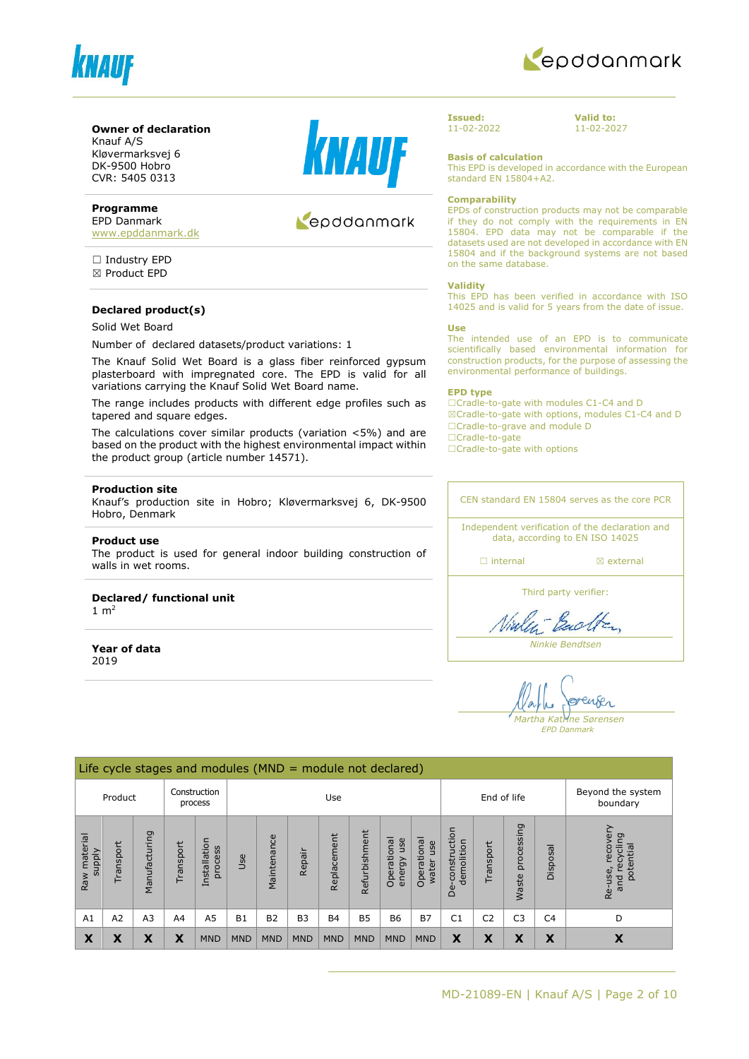**Owner of declaration**
Knauf A/S
Kløvermarksvej 6
DK-9500 Hobro
CVR: 5405 0313

**Programme**
EPD Danmark
www.epddanmark.dk

☐ Industry EPD
☒ Product EPD

**Declared product(s)**

Solid Wet Board

Number of declared datasets/product variations: 1

The Knauf Solid Wet Board is a glass fiber reinforced gypsum plasterboard with impregnated core. The EPD is valid for all variations carrying the Knauf Solid Wet Board name.

The range includes products with different edge profiles such as tapered and square edges.

The calculations cover similar products (variation <5%) and are based on the product with the highest environmental impact within the product group (article number 14571).

**Production site**
Knauf's production site in Hobro; Kløvermarksvej 6, DK-9500 Hobro, Denmark

**Product use**
The product is used for general indoor building construction of walls in wet rooms.

**Declared/ functional unit**
1 m²

**Year of data**
2019

**Issued:**
11-02-2022

**Valid to:**
11-02-2027

**Basis of calculation**
This EPD is developed in accordance with the European standard EN 15804+A2.

**Comparability**
EPDs of construction products may not be comparable if they do not comply with the requirements in EN 15804. EPD data may not be comparable if the datasets used are not developed in accordance with EN 15804 and if the background systems are not based on the same database.

**Validity**
This EPD has been verified in accordance with ISO 14025 and is valid for 5 years from the date of issue.

**Use**
The intended use of an EPD is to communicate scientifically based environmental information for construction products, for the purpose of assessing the environmental performance of buildings.

**EPD type**
☐Cradle-to-gate with modules C1-C4 and D
☒Cradle-to-gate with options, modules C1-C4 and D
☐Cradle-to-grave and module D
☐Cradle-to-gate
☐Cradle-to-gate with options

CEN standard EN 15804 serves as the core PCR

Independent verification of the declaration and data, according to EN ISO 14025

☐ internal ☒ external

Third party verifier:

*Ninkie Bendtsen*

*Martha Katrine Sørensen*
*EPD Danmark*

**Life cycle stages and modules (MND = module not declared)**

| Product | | | Construction process | | Use | | | | | | | End of life | | | | Beyond the system boundary |
|---|---|---|---|---|---|---|---|---|---|---|---|---|---|---|---|---|
| Raw material supply | Transport | Manufacturing | Transport | Installation process | Use | Maintenance | Repair | Replacement | Refurbishment | Operational energy use | Operational water use | De-construction demolition | Transport | Waste processing | Disposal | Re-use, recovery and recycling potential |
| A1 | A2 | A3 | A4 | A5 | B1 | B2 | B3 | B4 | B5 | B6 | B7 | C1 | C2 | C3 | C4 | D |
| X | X | X | X | MND | MND | MND | MND | MND | MND | MND | MND | X | X | X | X | X |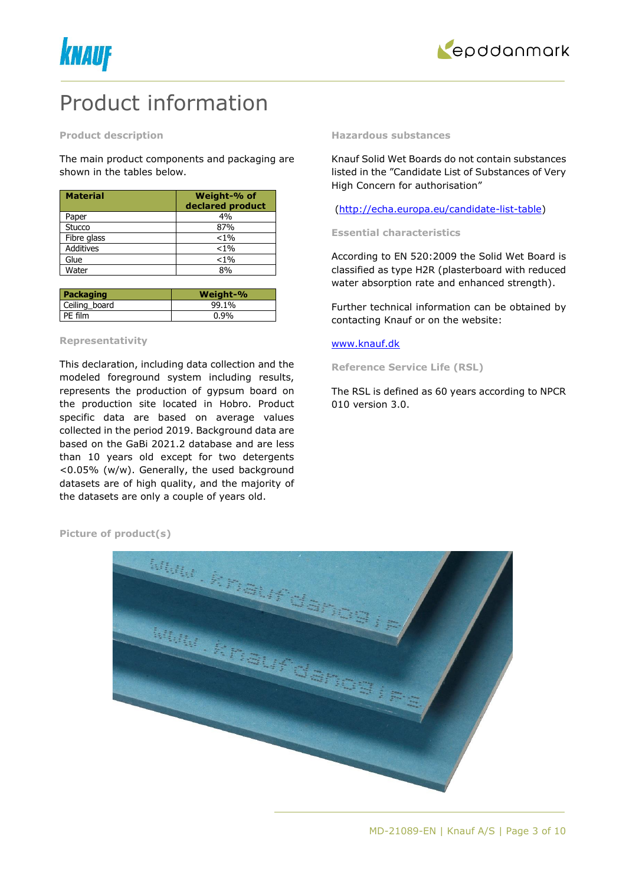# Product information

### Product description

The main product components and packaging are shown in the tables below.

| Material | Weight-% of declared product |
|---|---|
| Paper | 4% |
| Stucco | 87% |
| Fibre glass | <1% |
| Additives | <1% |
| Glue | <1% |
| Water | 8% |

| Packaging | Weight-% |
|---|---|
| Ceiling_board | 99.1% |
| PE film | 0.9% |

### Representativity

This declaration, including data collection and the modeled foreground system including results, represents the production of gypsum board on the production site located in Hobro. Product specific data are based on average values collected in the period 2019. Background data are based on the GaBi 2021.2 database and are less than 10 years old except for two detergents <0.05% (w/w). Generally, the used background datasets are of high quality, and the majority of the datasets are only a couple of years old.

### Hazardous substances

Knauf Solid Wet Boards do not contain substances listed in the "Candidate List of Substances of Very High Concern for authorisation"

(http://echa.europa.eu/candidate-list-table)

### Essential characteristics

According to EN 520:2009 the Solid Wet Board is classified as type H2R (plasterboard with reduced water absorption rate and enhanced strength).

Further technical information can be obtained by contacting Knauf or on the website:

www.knauf.dk

### Reference Service Life (RSL)

The RSL is defined as 60 years according to NPCR 010 version 3.0.

### Picture of product(s)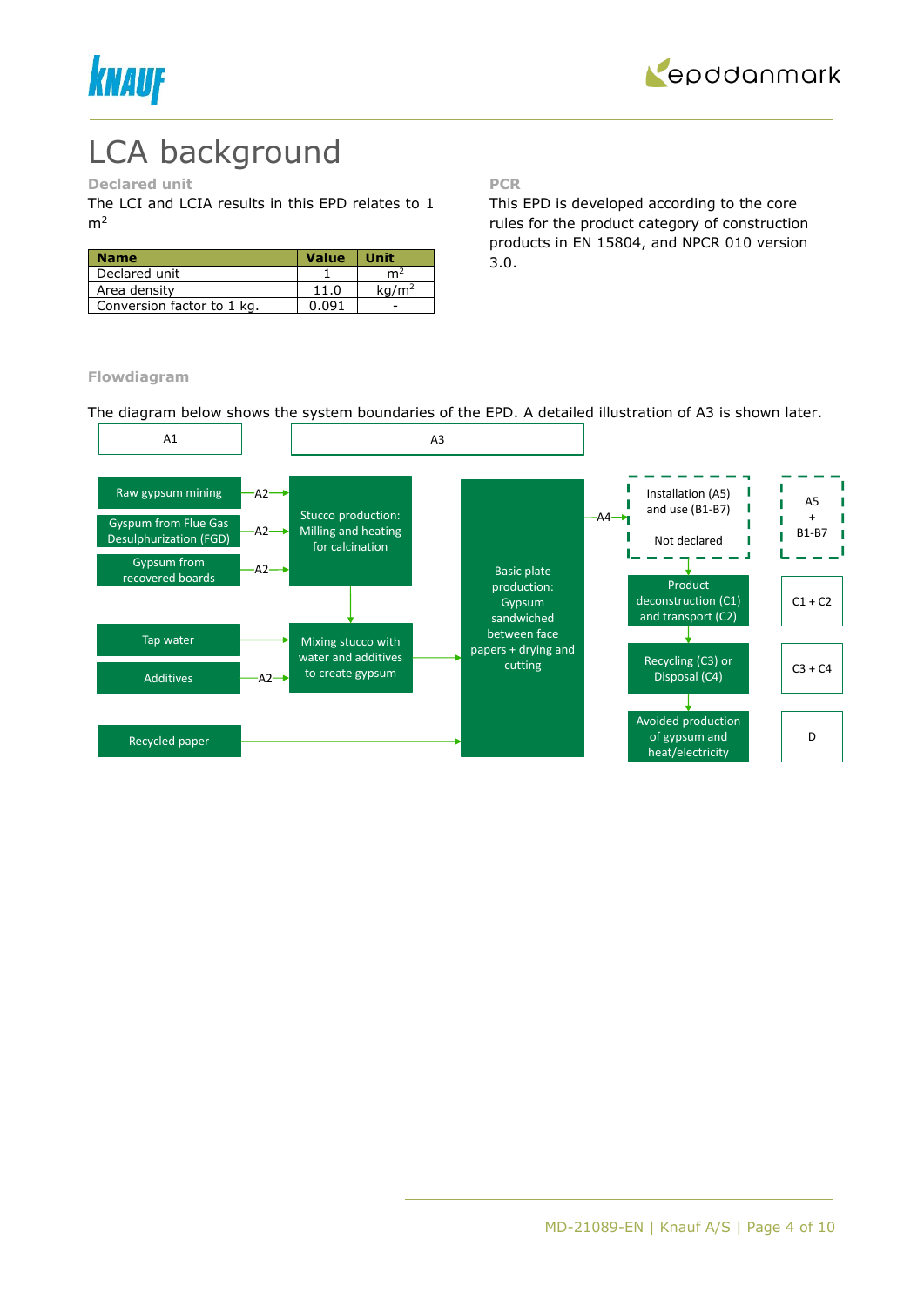# LCA background

### Declared unit

The LCI and LCIA results in this EPD relates to 1 $m^2$

| Name | Value | Unit |
|---|---|---|
| Declared unit | 1 | $m^2$ |
| Area density | 11.0 | $kg/m^2$ |
| Conversion factor to 1 kg. | 0.091 | - |

### PCR

This EPD is developed according to the core rules for the product category of construction products in EN 15804, and NPCR 010 version 3.0.

### Flowdiagram

The diagram below shows the system boundaries of the EPD. A detailed illustration of A3 is shown later.

A1

- Raw gypsum mining —A2→
- Gyspum from Flue Gas Desulphurization (FGD) —A2→
- Gypsum from recovered boards —A2→
- Tap water
- Additives —A2→
- Recycled paper

A3

- Stucco production: Milling and heating for calcination
- Mixing stucco with water and additives to create gypsum
- Basic plate production: Gypsum sandwiched between face papers + drying and cutting —A4→

- Installation (A5) and use (B1-B7) Not declared — A5 + B1-B7
- Product deconstruction (C1) and transport (C2) — C1 + C2
- Recycling (C3) or Disposal (C4) — C3 + C4
- Avoided production of gypsum and heat/electricity — D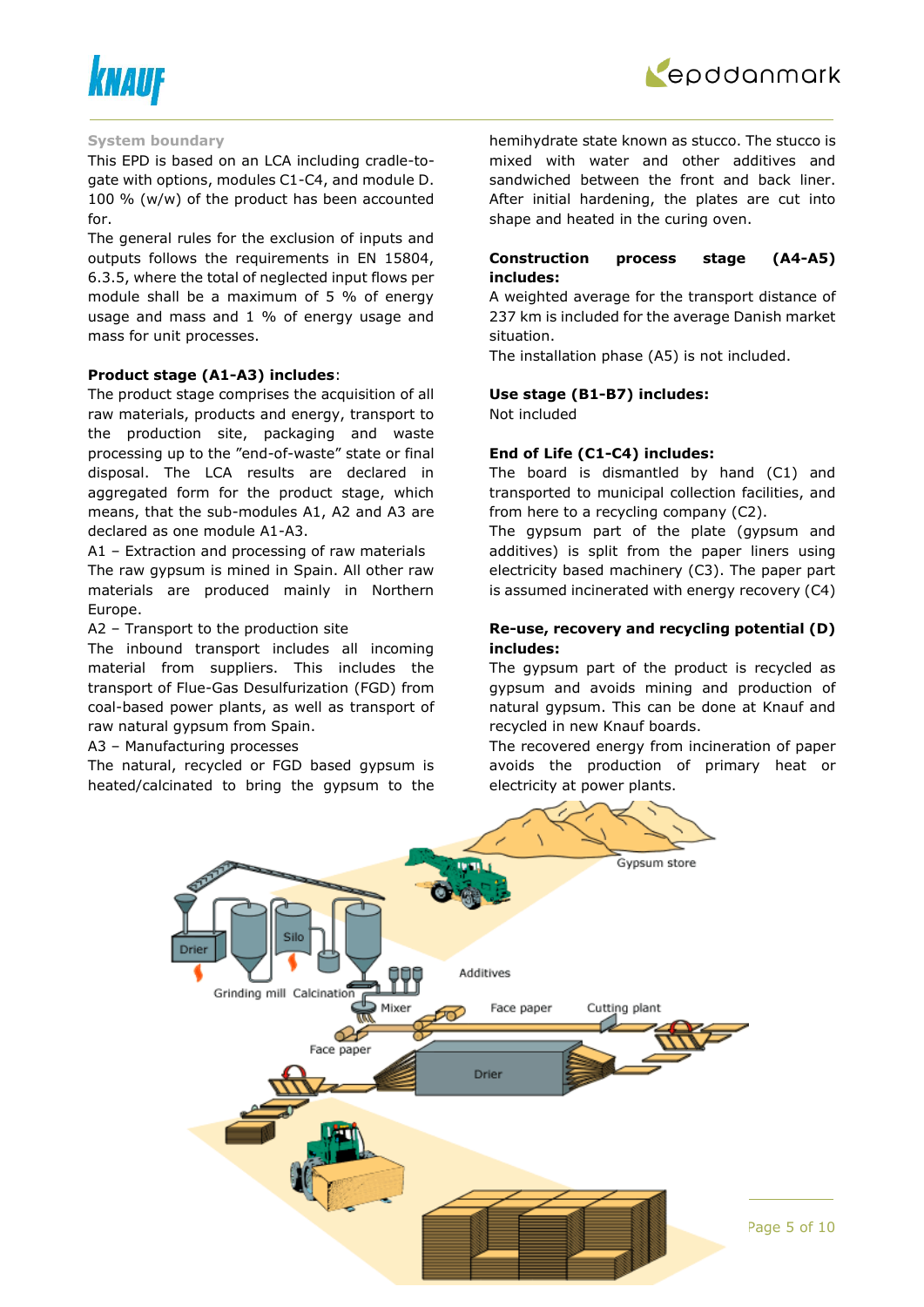### System boundary

This EPD is based on an LCA including cradle-to-gate with options, modules C1-C4, and module D. 100 % (w/w) of the product has been accounted for.

The general rules for the exclusion of inputs and outputs follows the requirements in EN 15804, 6.3.5, where the total of neglected input flows per module shall be a maximum of 5 % of energy usage and mass and 1 % of energy usage and mass for unit processes.

**Product stage (A1-A3) includes**:

The product stage comprises the acquisition of all raw materials, products and energy, transport to the production site, packaging and waste processing up to the "end-of-waste" state or final disposal. The LCA results are declared in aggregated form for the product stage, which means, that the sub-modules A1, A2 and A3 are declared as one module A1-A3.

A1 – Extraction and processing of raw materials

The raw gypsum is mined in Spain. All other raw materials are produced mainly in Northern Europe.

A2 – Transport to the production site

The inbound transport includes all incoming material from suppliers. This includes the transport of Flue-Gas Desulfurization (FGD) from coal-based power plants, as well as transport of raw natural gypsum from Spain.

A3 – Manufacturing processes

The natural, recycled or FGD based gypsum is heated/calcinated to bring the gypsum to the hemihydrate state known as stucco. The stucco is mixed with water and other additives and sandwiched between the front and back liner. After initial hardening, the plates are cut into shape and heated in the curing oven.

**Construction process stage (A4-A5) includes:**

A weighted average for the transport distance of 237 km is included for the average Danish market situation.

The installation phase (A5) is not included.

**Use stage (B1-B7) includes:**

Not included

**End of Life (C1-C4) includes:**

The board is dismantled by hand (C1) and transported to municipal collection facilities, and from here to a recycling company (C2).

The gypsum part of the plate (gypsum and additives) is split from the paper liners using electricity based machinery (C3). The paper part is assumed incinerated with energy recovery (C4)

**Re-use, recovery and recycling potential (D) includes:**

The gypsum part of the product is recycled as gypsum and avoids mining and production of natural gypsum. This can be done at Knauf and recycled in new Knauf boards.

The recovered energy from incineration of paper avoids the production of primary heat or electricity at power plants.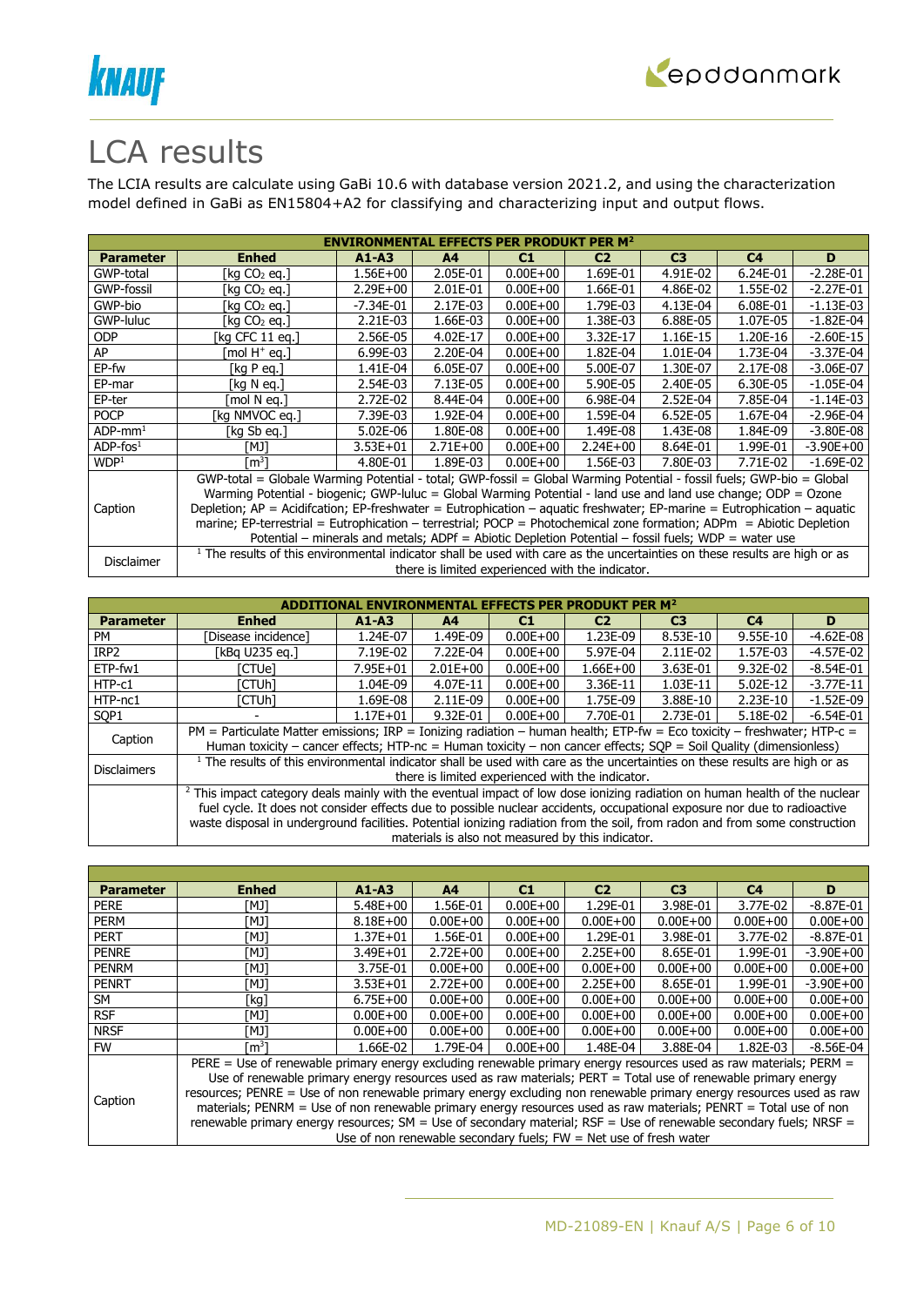# LCA results

The LCIA results are calculate using GaBi 10.6 with database version 2021.2, and using the characterization model defined in GaBi as EN15804+A2 for classifying and characterizing input and output flows.

| ENVIRONMENTAL EFFECTS PER PRODUKT PER M² | | | | | | | | |
|---|---|---|---|---|---|---|---|---|
| **Parameter** | **Enhed** | **A1-A3** | **A4** | **C1** | **C2** | **C3** | **C4** | **D** |
| GWP-total | [kg $CO_2$ eq.] | 1.56E+00 | 2.05E-01 | 0.00E+00 | 1.69E-01 | 4.91E-02 | 6.24E-01 | -2.28E-01 |
| GWP-fossil | [kg $CO_2$ eq.] | 2.29E+00 | 2.01E-01 | 0.00E+00 | 1.66E-01 | 4.86E-02 | 1.55E-02 | -2.27E-01 |
| GWP-bio | [kg $CO_2$ eq.] | -7.34E-01 | 2.17E-03 | 0.00E+00 | 1.79E-03 | 4.13E-04 | 6.08E-01 | -1.13E-03 |
| GWP-luluc | [kg $CO_2$ eq.] | 2.21E-03 | 1.66E-03 | 0.00E+00 | 1.38E-03 | 6.88E-05 | 1.07E-05 | -1.82E-04 |
| ODP | [kg CFC 11 eq.] | 2.56E-05 | 4.02E-17 | 0.00E+00 | 3.32E-17 | 1.16E-15 | 1.20E-16 | -2.60E-15 |
| AP | [mol $H^+$ eq.] | 6.99E-03 | 2.20E-04 | 0.00E+00 | 1.82E-04 | 1.01E-04 | 1.73E-04 | -3.37E-04 |
| EP-fw | [kg P eq.] | 1.41E-04 | 6.05E-07 | 0.00E+00 | 5.00E-07 | 1.30E-07 | 2.17E-08 | -3.06E-07 |
| EP-mar | [kg N eq.] | 2.54E-03 | 7.13E-05 | 0.00E+00 | 5.90E-05 | 2.40E-05 | 6.30E-05 | -1.05E-04 |
| EP-ter | [mol N eq.] | 2.72E-02 | 8.44E-04 | 0.00E+00 | 6.98E-04 | 2.52E-04 | 7.85E-04 | -1.14E-03 |
| POCP | [kg NMVOC eq.] | 7.39E-03 | 1.92E-04 | 0.00E+00 | 1.59E-04 | 6.52E-05 | 1.67E-04 | -2.96E-04 |
| ADP-mm[1] | [kg Sb eq.] | 5.02E-06 | 1.80E-08 | 0.00E+00 | 1.49E-08 | 1.43E-08 | 1.84E-09 | -3.80E-08 |
| ADP-fos[1] | [MJ] | 3.53E+01 | 2.71E+00 | 0.00E+00 | 2.24E+00 | 8.64E-01 | 1.99E-01 | -3.90E+00 |
| WDP[1] | [$m^3$] | 4.80E-01 | 1.89E-03 | 0.00E+00 | 1.56E-03 | 7.80E-03 | 7.71E-02 | -1.69E-02 |
| Caption | GWP-total = Globale Warming Potential - total; GWP-fossil = Global Warming Potential - fossil fuels; GWP-bio = Global Warming Potential - biogenic; GWP-luluc = Global Warming Potential - land use and land use change; ODP = Ozone Depletion; AP = Acidifcation; EP-freshwater = Eutrophication – aquatic freshwater; EP-marine = Eutrophication – aquatic marine; EP-terrestrial = Eutrophication – terrestrial; POCP = Photochemical zone formation; ADPm = Abiotic Depletion Potential – minerals and metals; ADPf = Abiotic Depletion Potential – fossil fuels; WDP = water use | | | | | | | |
| Disclaimer | [1] The results of this environmental indicator shall be used with care as the uncertainties on these results are high or as there is limited experienced with the indicator. | | | | | | | |

| ADDITIONAL ENVIRONMENTAL EFFECTS PER PRODUKT PER M² | | | | | | | | |
|---|---|---|---|---|---|---|---|---|
| **Parameter** | **Enhed** | **A1-A3** | **A4** | **C1** | **C2** | **C3** | **C4** | **D** |
| PM | [Disease incidence] | 1.24E-07 | 1.49E-09 | 0.00E+00 | 1.23E-09 | 8.53E-10 | 9.55E-10 | -4.62E-08 |
| IRP2 | [kBq U235 eq.] | 7.19E-02 | 7.22E-04 | 0.00E+00 | 5.97E-04 | 2.11E-02 | 1.57E-03 | -4.57E-02 |
| ETP-fw1 | [CTUe] | 7.95E+01 | 2.01E+00 | 0.00E+00 | 1.66E+00 | 3.63E-01 | 9.32E-02 | -8.54E-01 |
| HTP-c1 | [CTUh] | 1.04E-09 | 4.07E-11 | 0.00E+00 | 3.36E-11 | 1.03E-11 | 5.02E-12 | -3.77E-11 |
| HTP-nc1 | [CTUh] | 1.69E-08 | 2.11E-09 | 0.00E+00 | 1.75E-09 | 3.88E-10 | 2.23E-10 | -1.52E-09 |
| SQP1 | - | 1.17E+01 | 9.32E-01 | 0.00E+00 | 7.70E-01 | 2.73E-01 | 5.18E-02 | -6.54E-01 |
| Caption | PM = Particulate Matter emissions; IRP = Ionizing radiation – human health; ETP-fw = Eco toxicity – freshwater; HTP-c = Human toxicity – cancer effects; HTP-nc = Human toxicity – non cancer effects; SQP = Soil Quality (dimensionless) | | | | | | | |
| Disclaimers | [1] The results of this environmental indicator shall be used with care as the uncertainties on these results are high or as there is limited experienced with the indicator. | | | | | | | |
| | [2] This impact category deals mainly with the eventual impact of low dose ionizing radiation on human health of the nuclear fuel cycle. It does not consider effects due to possible nuclear accidents, occupational exposure nor due to radioactive waste disposal in underground facilities. Potential ionizing radiation from the soil, from radon and from some construction materials is also not measured by this indicator. | | | | | | | |

| **Parameter** | **Enhed** | **A1-A3** | **A4** | **C1** | **C2** | **C3** | **C4** | **D** |
|---|---|---|---|---|---|---|---|---|
| PERE | [MJ] | 5.48E+00 | 1.56E-01 | 0.00E+00 | 1.29E-01 | 3.98E-01 | 3.77E-02 | -8.87E-01 |
| PERM | [MJ] | 8.18E+00 | 0.00E+00 | 0.00E+00 | 0.00E+00 | 0.00E+00 | 0.00E+00 | 0.00E+00 |
| PERT | [MJ] | 1.37E+01 | 1.56E-01 | 0.00E+00 | 1.29E-01 | 3.98E-01 | 3.77E-02 | -8.87E-01 |
| PENRE | [MJ] | 3.49E+01 | 2.72E+00 | 0.00E+00 | 2.25E+00 | 8.65E-01 | 1.99E-01 | -3.90E+00 |
| PENRM | [MJ] | 3.75E-01 | 0.00E+00 | 0.00E+00 | 0.00E+00 | 0.00E+00 | 0.00E+00 | 0.00E+00 |
| PENRT | [MJ] | 3.53E+01 | 2.72E+00 | 0.00E+00 | 2.25E+00 | 8.65E-01 | 1.99E-01 | -3.90E+00 |
| SM | [kg] | 6.75E+00 | 0.00E+00 | 0.00E+00 | 0.00E+00 | 0.00E+00 | 0.00E+00 | 0.00E+00 |
| RSF | [MJ] | 0.00E+00 | 0.00E+00 | 0.00E+00 | 0.00E+00 | 0.00E+00 | 0.00E+00 | 0.00E+00 |
| NRSF | [MJ] | 0.00E+00 | 0.00E+00 | 0.00E+00 | 0.00E+00 | 0.00E+00 | 0.00E+00 | 0.00E+00 |
| FW | [$m^3$] | 1.66E-02 | 1.79E-04 | 0.00E+00 | 1.48E-04 | 3.88E-04 | 1.82E-03 | -8.56E-04 |
| Caption | PERE = Use of renewable primary energy excluding renewable primary energy resources used as raw materials; PERM = Use of renewable primary energy resources used as raw materials; PERT = Total use of renewable primary energy resources; PENRE = Use of non renewable primary energy excluding non renewable primary energy resources used as raw materials; PENRM = Use of non renewable primary energy resources used as raw materials; PENRT = Total use of non renewable primary energy resources; SM = Use of secondary material; RSF = Use of renewable secondary fuels; NRSF = Use of non renewable secondary fuels; FW = Net use of fresh water | | | | | | | |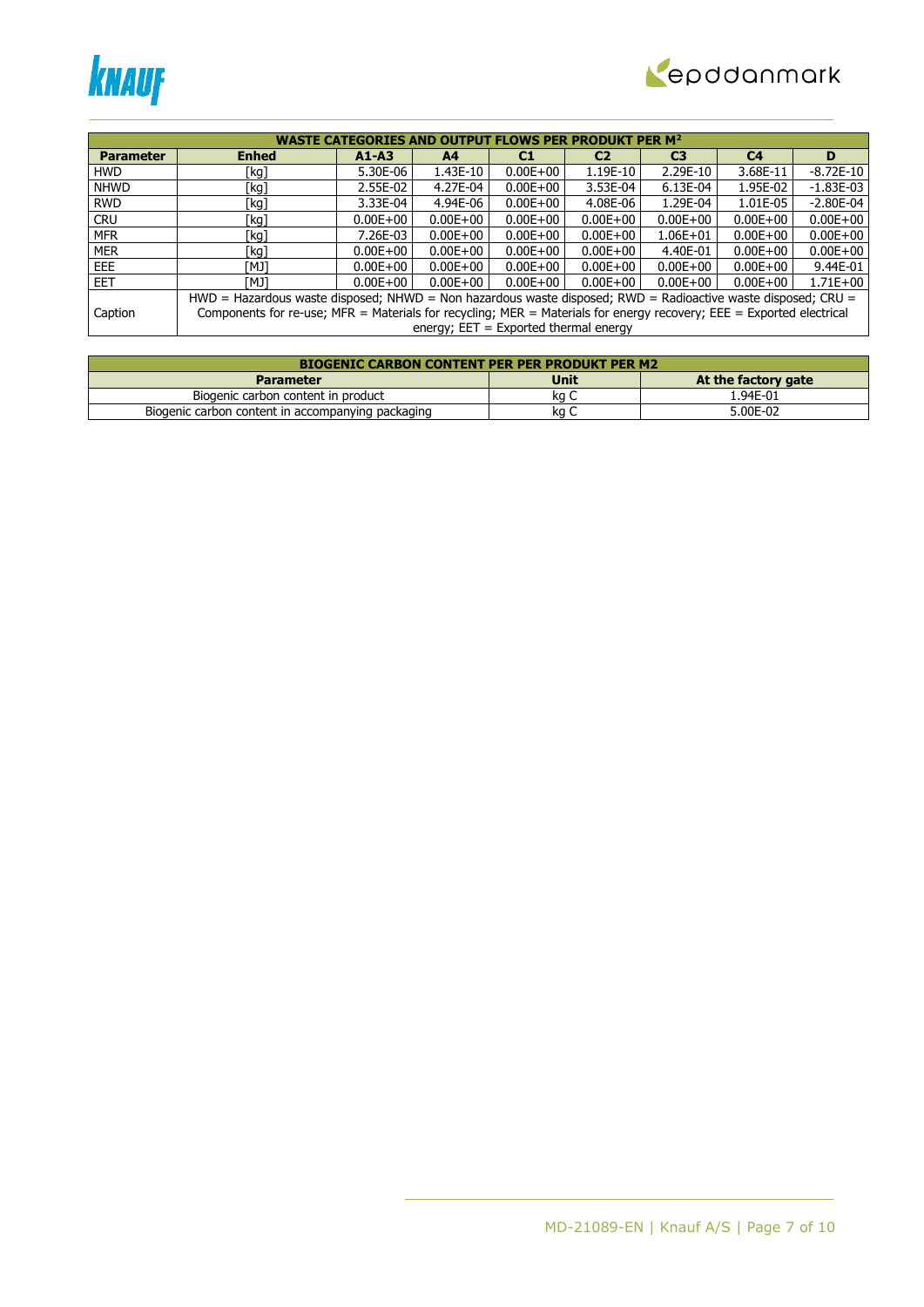| WASTE CATEGORIES AND OUTPUT FLOWS PER PRODUKT PER M² | | | | | | | | |
|---|---|---|---|---|---|---|---|---|
| **Parameter** | **Enhed** | **A1-A3** | **A4** | **C1** | **C2** | **C3** | **C4** | **D** |
| HWD | [kg] | 5.30E-06 | 1.43E-10 | 0.00E+00 | 1.19E-10 | 2.29E-10 | 3.68E-11 | -8.72E-10 |
| NHWD | [kg] | 2.55E-02 | 4.27E-04 | 0.00E+00 | 3.53E-04 | 6.13E-04 | 1.95E-02 | -1.83E-03 |
| RWD | [kg] | 3.33E-04 | 4.94E-06 | 0.00E+00 | 4.08E-06 | 1.29E-04 | 1.01E-05 | -2.80E-04 |
| CRU | [kg] | 0.00E+00 | 0.00E+00 | 0.00E+00 | 0.00E+00 | 0.00E+00 | 0.00E+00 | 0.00E+00 |
| MFR | [kg] | 7.26E-03 | 0.00E+00 | 0.00E+00 | 0.00E+00 | 1.06E+01 | 0.00E+00 | 0.00E+00 |
| MER | [kg] | 0.00E+00 | 0.00E+00 | 0.00E+00 | 0.00E+00 | 4.40E-01 | 0.00E+00 | 0.00E+00 |
| EEE | [MJ] | 0.00E+00 | 0.00E+00 | 0.00E+00 | 0.00E+00 | 0.00E+00 | 0.00E+00 | 9.44E-01 |
| EET | [MJ] | 0.00E+00 | 0.00E+00 | 0.00E+00 | 0.00E+00 | 0.00E+00 | 0.00E+00 | 1.71E+00 |
| Caption | HWD = Hazardous waste disposed; NHWD = Non hazardous waste disposed; RWD = Radioactive waste disposed; CRU = Components for re-use; MFR = Materials for recycling; MER = Materials for energy recovery; EEE = Exported electrical energy; EET = Exported thermal energy | | | | | | | |

| BIOGENIC CARBON CONTENT PER PER PRODUKT PER M2 | | |
|---|---|---|
| **Parameter** | **Unit** | **At the factory gate** |
| Biogenic carbon content in product | kg C | 1.94E-01 |
| Biogenic carbon content in accompanying packaging | kg C | 5.00E-02 |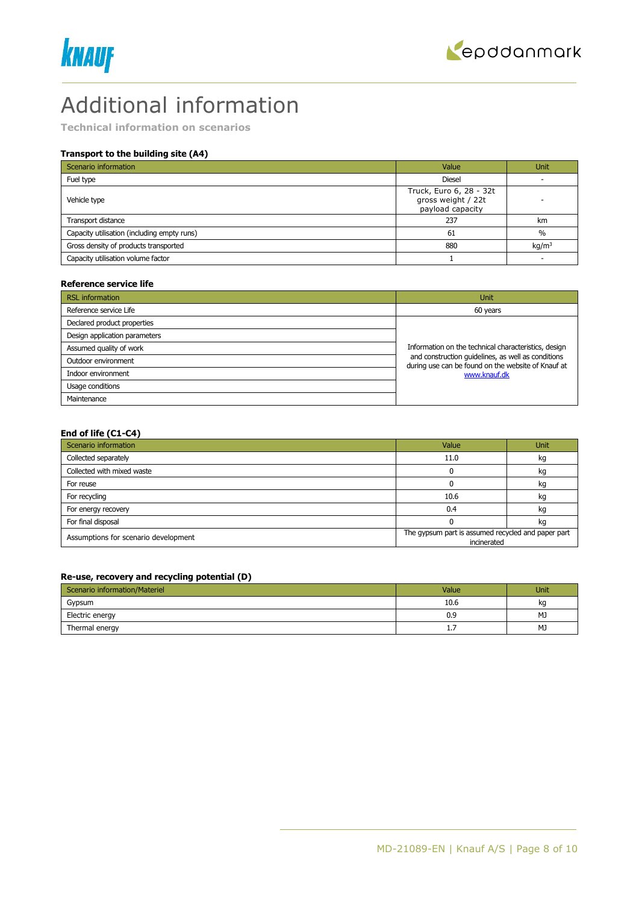# Additional information

**Technical information on scenarios**

### Transport to the building site (A4)

| Scenario information | Value | Unit |
|---|---|---|
| Fuel type | Diesel | - |
| Vehicle type | Truck, Euro 6, 28 - 32t gross weight / 22t payload capacity | - |
| Transport distance | 237 | km |
| Capacity utilisation (including empty runs) | 61 | % |
| Gross density of products transported | 880 | kg/m$^3$ |
| Capacity utilisation volume factor | 1 | - |

### Reference service life

| RSL information | Unit |
|---|---|
| Reference service Life | 60 years |
| Declared product properties | Information on the technical characteristics, design and construction guidelines, as well as conditions during use can be found on the website of Knauf at www.knauf.dk |
| Design application parameters | |
| Assumed quality of work | |
| Outdoor environment | |
| Indoor environment | |
| Usage conditions | |
| Maintenance | |

### End of life (C1-C4)

| Scenario information | Value | Unit |
|---|---|---|
| Collected separately | 11.0 | kg |
| Collected with mixed waste | 0 | kg |
| For reuse | 0 | kg |
| For recycling | 10.6 | kg |
| For energy recovery | 0.4 | kg |
| For final disposal | 0 | kg |
| Assumptions for scenario development | The gypsum part is assumed recycled and paper part incinerated | |

### Re-use, recovery and recycling potential (D)

| Scenario information/Materiel | Value | Unit |
|---|---|---|
| Gypsum | 10.6 | kg |
| Electric energy | 0.9 | MJ |
| Thermal energy | 1.7 | MJ |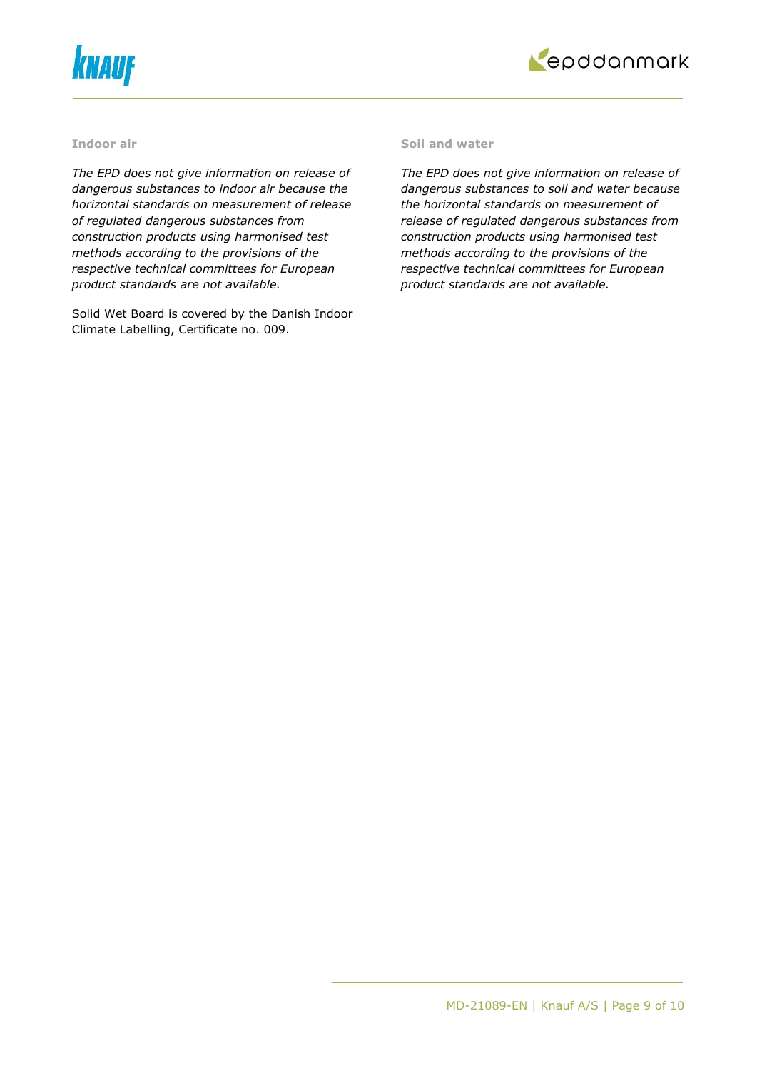### Indoor air

*The EPD does not give information on release of dangerous substances to indoor air because the horizontal standards on measurement of release of regulated dangerous substances from construction products using harmonised test methods according to the provisions of the respective technical committees for European product standards are not available.*

Solid Wet Board is covered by the Danish Indoor Climate Labelling, Certificate no. 009.

### Soil and water

*The EPD does not give information on release of dangerous substances to soil and water because the horizontal standards on measurement of release of regulated dangerous substances from construction products using harmonised test methods according to the provisions of the respective technical committees for European product standards are not available.*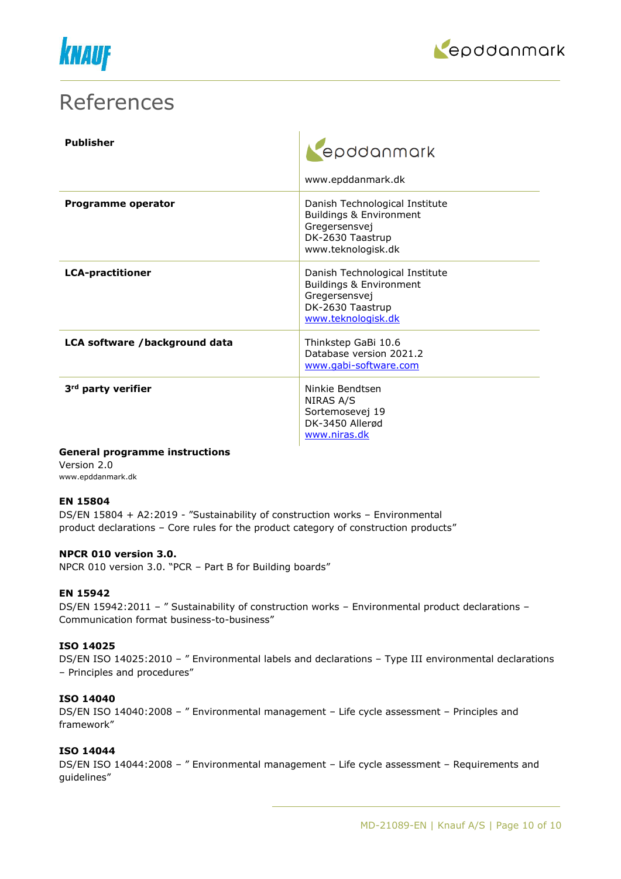# References

| | |
|---|---|
| **Publisher** | epddanmark<br>www.epddanmark.dk |
| **Programme operator** | Danish Technological Institute<br>Buildings & Environment<br>Gregersensvej<br>DK-2630 Taastrup<br>www.teknologisk.dk |
| **LCA-practitioner** | Danish Technological Institute<br>Buildings & Environment<br>Gregersensvej<br>DK-2630 Taastrup<br>www.teknologisk.dk |
| **LCA software /background data** | Thinkstep GaBi 10.6<br>Database version 2021.2<br>www.gabi-software.com |
| **3rd party verifier** | Ninkie Bendtsen<br>NIRAS A/S<br>Sortemosevej 19<br>DK-3450 Allerød<br>www.niras.dk |

**General programme instructions**
Version 2.0
www.epddanmark.dk

**EN 15804**
DS/EN 15804 + A2:2019 - "Sustainability of construction works – Environmental product declarations – Core rules for the product category of construction products"

**NPCR 010 version 3.0.**
NPCR 010 version 3.0. "PCR – Part B for Building boards"

**EN 15942**
DS/EN 15942:2011 – " Sustainability of construction works – Environmental product declarations – Communication format business-to-business"

**ISO 14025**
DS/EN ISO 14025:2010 – " Environmental labels and declarations – Type III environmental declarations – Principles and procedures"

**ISO 14040**
DS/EN ISO 14040:2008 – " Environmental management – Life cycle assessment – Principles and framework"

**ISO 14044**
DS/EN ISO 14044:2008 – " Environmental management – Life cycle assessment – Requirements and guidelines"